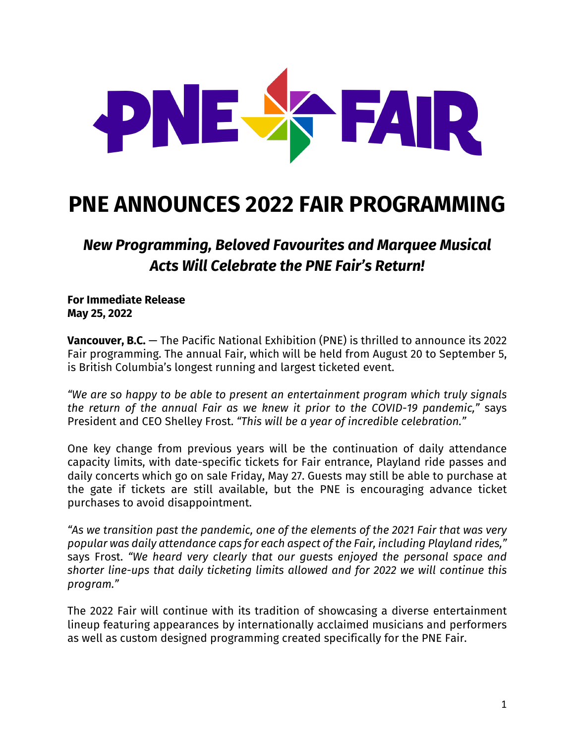# PNE ANNOUNCES 2022 FAIR PROGRAMMING

## *New Programming, Beloved Favourites and Marquee Musical Acts Will Celebrate the PNE Fair's Return!*

**For Immediate Release**
**May 25, 2022**

**Vancouver, B.C.** — The Pacific National Exhibition (PNE) is thrilled to announce its 2022 Fair programming. The annual Fair, which will be held from August 20 to September 5, is British Columbia's longest running and largest ticketed event.

*"We are so happy to be able to present an entertainment program which truly signals the return of the annual Fair as we knew it prior to the COVID-19 pandemic,"* says President and CEO Shelley Frost. *"This will be a year of incredible celebration."*

One key change from previous years will be the continuation of daily attendance capacity limits, with date-specific tickets for Fair entrance, Playland ride passes and daily concerts which go on sale Friday, May 27. Guests may still be able to purchase at the gate if tickets are still available, but the PNE is encouraging advance ticket purchases to avoid disappointment.

*"As we transition past the pandemic, one of the elements of the 2021 Fair that was very popular was daily attendance caps for each aspect of the Fair, including Playland rides,"* says Frost. *"We heard very clearly that our guests enjoyed the personal space and shorter line-ups that daily ticketing limits allowed and for 2022 we will continue this program."*

The 2022 Fair will continue with its tradition of showcasing a diverse entertainment lineup featuring appearances by internationally acclaimed musicians and performers as well as custom designed programming created specifically for the PNE Fair.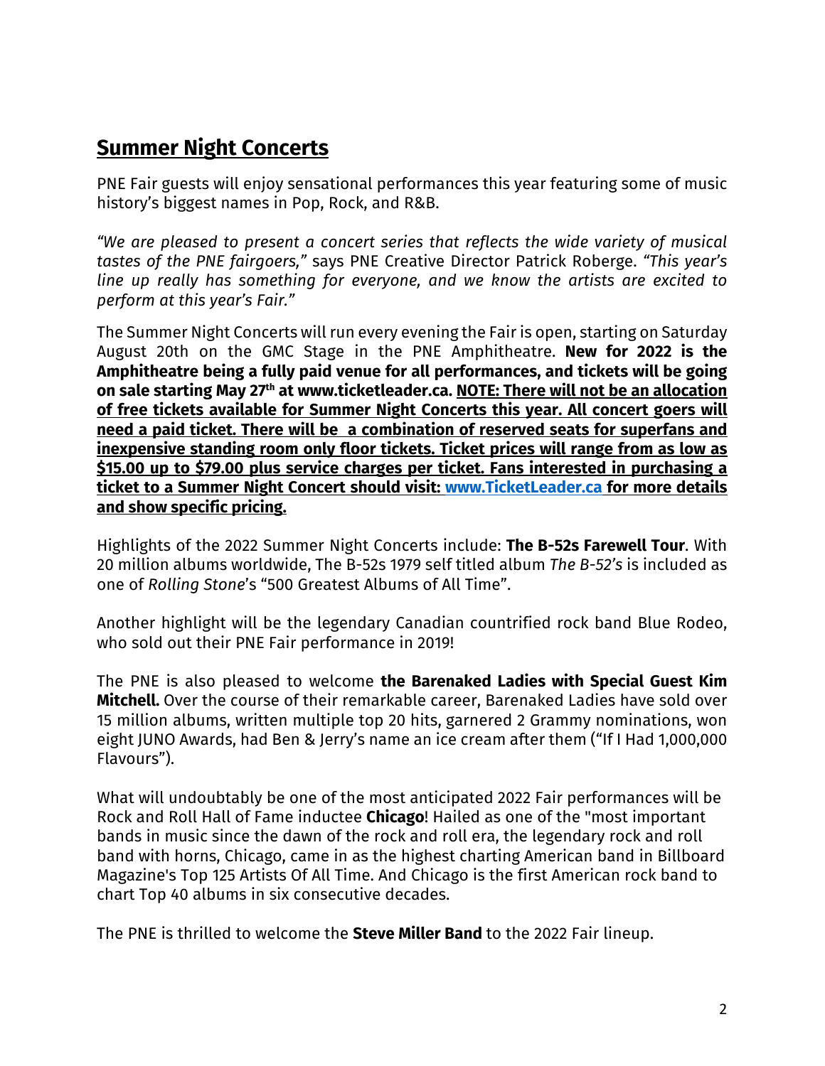## Summer Night Concerts

PNE Fair guests will enjoy sensational performances this year featuring some of music history's biggest names in Pop, Rock, and R&B.

*"We are pleased to present a concert series that reflects the wide variety of musical tastes of the PNE fairgoers,"* says PNE Creative Director Patrick Roberge. *"This year's line up really has something for everyone, and we know the artists are excited to perform at this year's Fair."*

The Summer Night Concerts will run every evening the Fair is open, starting on Saturday August 20th on the GMC Stage in the PNE Amphitheatre. **New for 2022 is the Amphitheatre being a fully paid venue for all performances, and tickets will be going on sale starting May 27th at www.ticketleader.ca. <u>NOTE: There will not be an allocation of free tickets available for Summer Night Concerts this year. All concert goers will need a paid ticket. There will be a combination of reserved seats for superfans and inexpensive standing room only floor tickets. Ticket prices will range from as low as $15.00 up to $79.00 plus service charges per ticket. Fans interested in purchasing a ticket to a Summer Night Concert should visit: www.TicketLeader.ca for more details and show specific pricing.</u>**

Highlights of the 2022 Summer Night Concerts include: **The B-52s Farewell Tour**. With 20 million albums worldwide, The B-52s 1979 self titled album *The B-52's* is included as one of *Rolling Stone*'s "500 Greatest Albums of All Time".

Another highlight will be the legendary Canadian countrified rock band Blue Rodeo, who sold out their PNE Fair performance in 2019!

The PNE is also pleased to welcome **the Barenaked Ladies with Special Guest Kim Mitchell.** Over the course of their remarkable career, Barenaked Ladies have sold over 15 million albums, written multiple top 20 hits, garnered 2 Grammy nominations, won eight JUNO Awards, had Ben & Jerry's name an ice cream after them ("If I Had 1,000,000 Flavours").

What will undoubtably be one of the most anticipated 2022 Fair performances will be Rock and Roll Hall of Fame inductee **Chicago**! Hailed as one of the "most important bands in music since the dawn of the rock and roll era, the legendary rock and roll band with horns, Chicago, came in as the highest charting American band in Billboard Magazine's Top 125 Artists Of All Time. And Chicago is the first American rock band to chart Top 40 albums in six consecutive decades.

The PNE is thrilled to welcome the **Steve Miller Band** to the 2022 Fair lineup.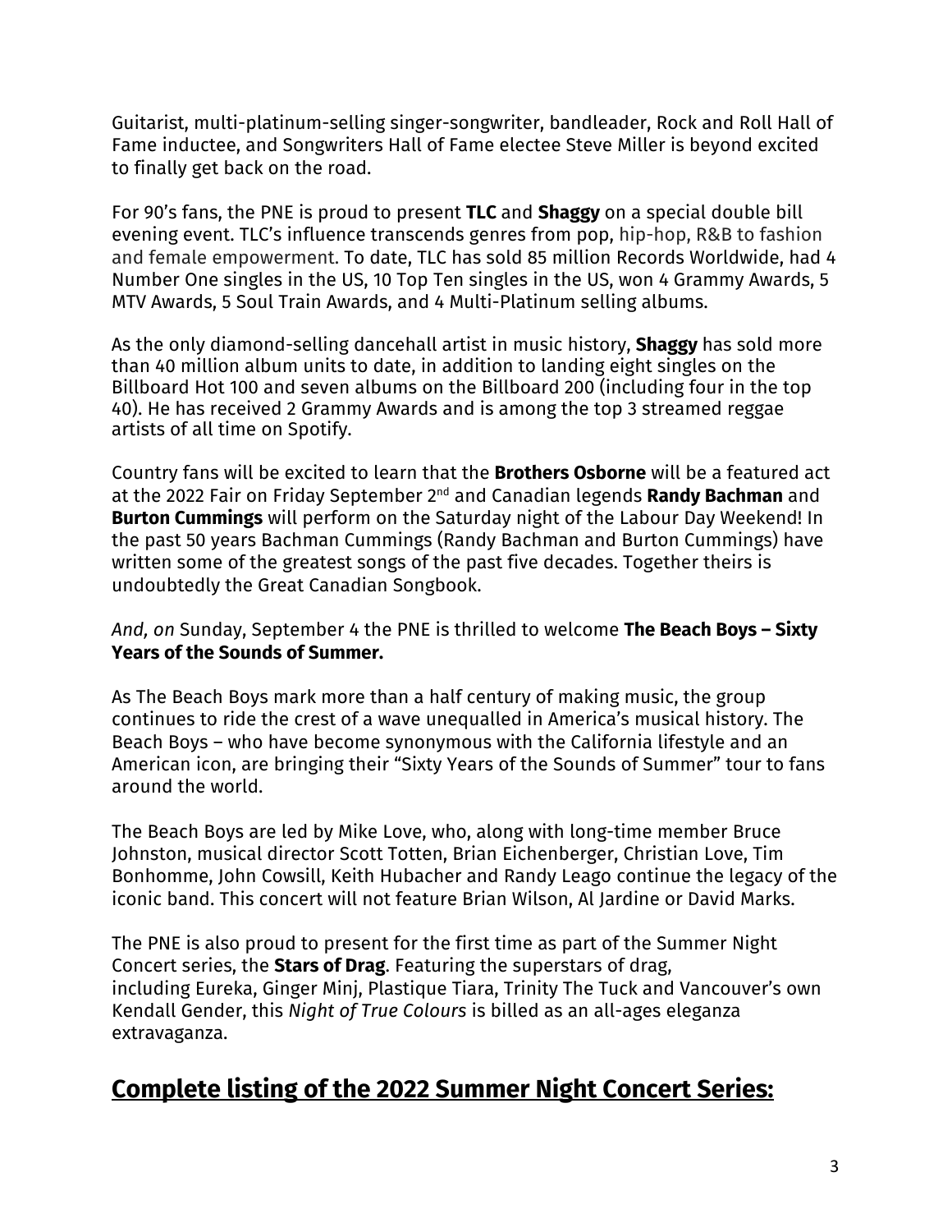Guitarist, multi-platinum-selling singer-songwriter, bandleader, Rock and Roll Hall of Fame inductee, and Songwriters Hall of Fame electee Steve Miller is beyond excited to finally get back on the road.

For 90's fans, the PNE is proud to present **TLC** and **Shaggy** on a special double bill evening event. TLC's influence transcends genres from pop, hip-hop, R&B to fashion and female empowerment. To date, TLC has sold 85 million Records Worldwide, had 4 Number One singles in the US, 10 Top Ten singles in the US, won 4 Grammy Awards, 5 MTV Awards, 5 Soul Train Awards, and 4 Multi-Platinum selling albums.

As the only diamond-selling dancehall artist in music history, **Shaggy** has sold more than 40 million album units to date, in addition to landing eight singles on the Billboard Hot 100 and seven albums on the Billboard 200 (including four in the top 40). He has received 2 Grammy Awards and is among the top 3 streamed reggae artists of all time on Spotify.

Country fans will be excited to learn that the **Brothers Osborne** will be a featured act at the 2022 Fair on Friday September 2nd and Canadian legends **Randy Bachman** and **Burton Cummings** will perform on the Saturday night of the Labour Day Weekend! In the past 50 years Bachman Cummings (Randy Bachman and Burton Cummings) have written some of the greatest songs of the past five decades. Together theirs is undoubtedly the Great Canadian Songbook.

*And, on* Sunday, September 4 the PNE is thrilled to welcome **The Beach Boys – Sixty Years of the Sounds of Summer.**

As The Beach Boys mark more than a half century of making music, the group continues to ride the crest of a wave unequalled in America's musical history. The Beach Boys – who have become synonymous with the California lifestyle and an American icon, are bringing their "Sixty Years of the Sounds of Summer" tour to fans around the world.

The Beach Boys are led by Mike Love, who, along with long-time member Bruce Johnston, musical director Scott Totten, Brian Eichenberger, Christian Love, Tim Bonhomme, John Cowsill, Keith Hubacher and Randy Leago continue the legacy of the iconic band. This concert will not feature Brian Wilson, Al Jardine or David Marks.

The PNE is also proud to present for the first time as part of the Summer Night Concert series, the **Stars of Drag**. Featuring the superstars of drag, including Eureka, Ginger Minj, Plastique Tiara, Trinity The Tuck and Vancouver's own Kendall Gender, this *Night of True Colours* is billed as an all-ages eleganza extravaganza.

## Complete listing of the 2022 Summer Night Concert Series: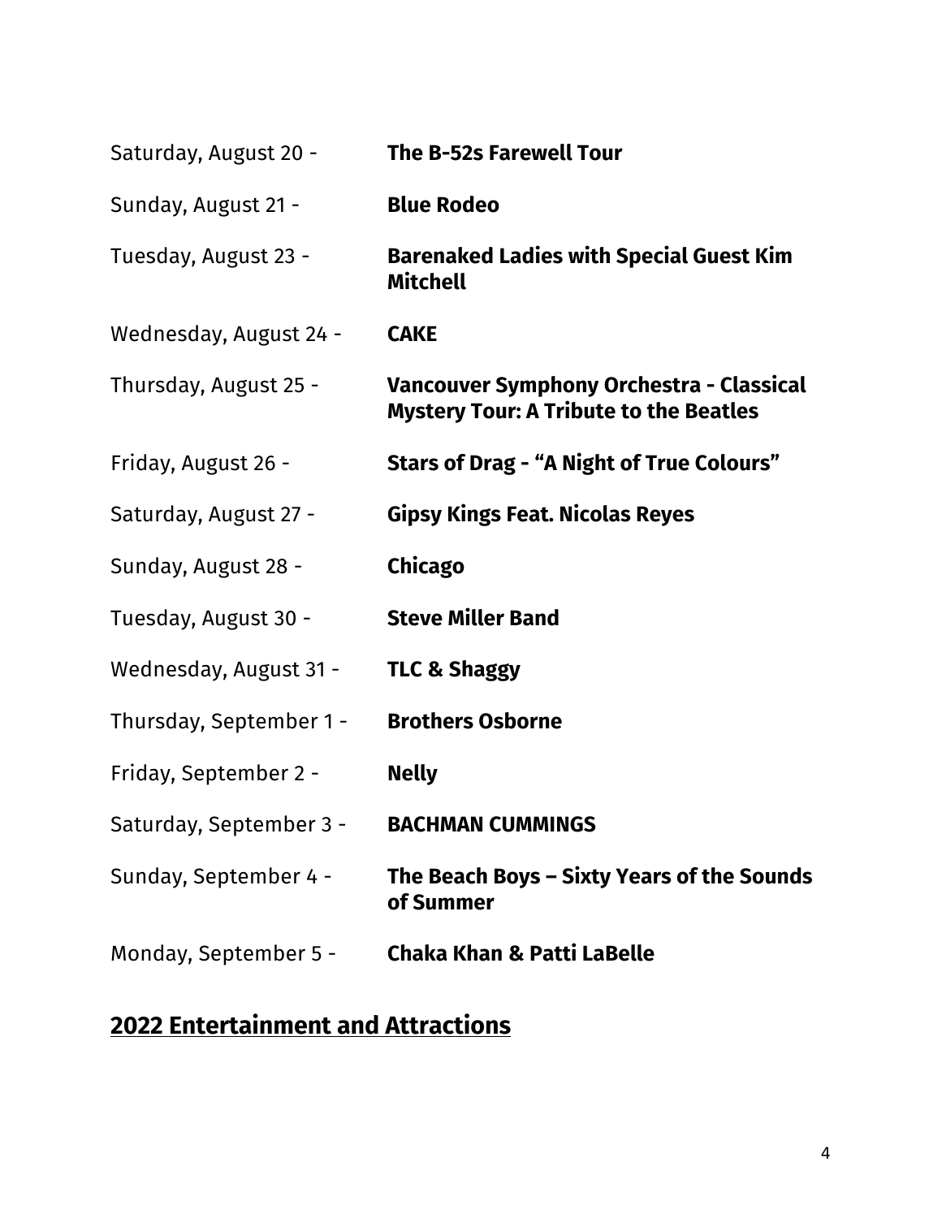Saturday, August 20 - **The B-52s Farewell Tour**

Sunday, August 21 - **Blue Rodeo**

Tuesday, August 23 - **Barenaked Ladies with Special Guest Kim Mitchell**

Wednesday, August 24 - **CAKE**

Thursday, August 25 - **Vancouver Symphony Orchestra - Classical Mystery Tour: A Tribute to the Beatles**

Friday, August 26 - **Stars of Drag - "A Night of True Colours"**

Saturday, August 27 - **Gipsy Kings Feat. Nicolas Reyes**

Sunday, August 28 - **Chicago**

Tuesday, August 30 - **Steve Miller Band**

Wednesday, August 31 - **TLC & Shaggy**

Thursday, September 1 - **Brothers Osborne**

Friday, September 2 - **Nelly**

Saturday, September 3 - **BACHMAN CUMMINGS**

Sunday, September 4 - **The Beach Boys – Sixty Years of the Sounds of Summer**

Monday, September 5 - **Chaka Khan & Patti LaBelle**

## 2022 Entertainment and Attractions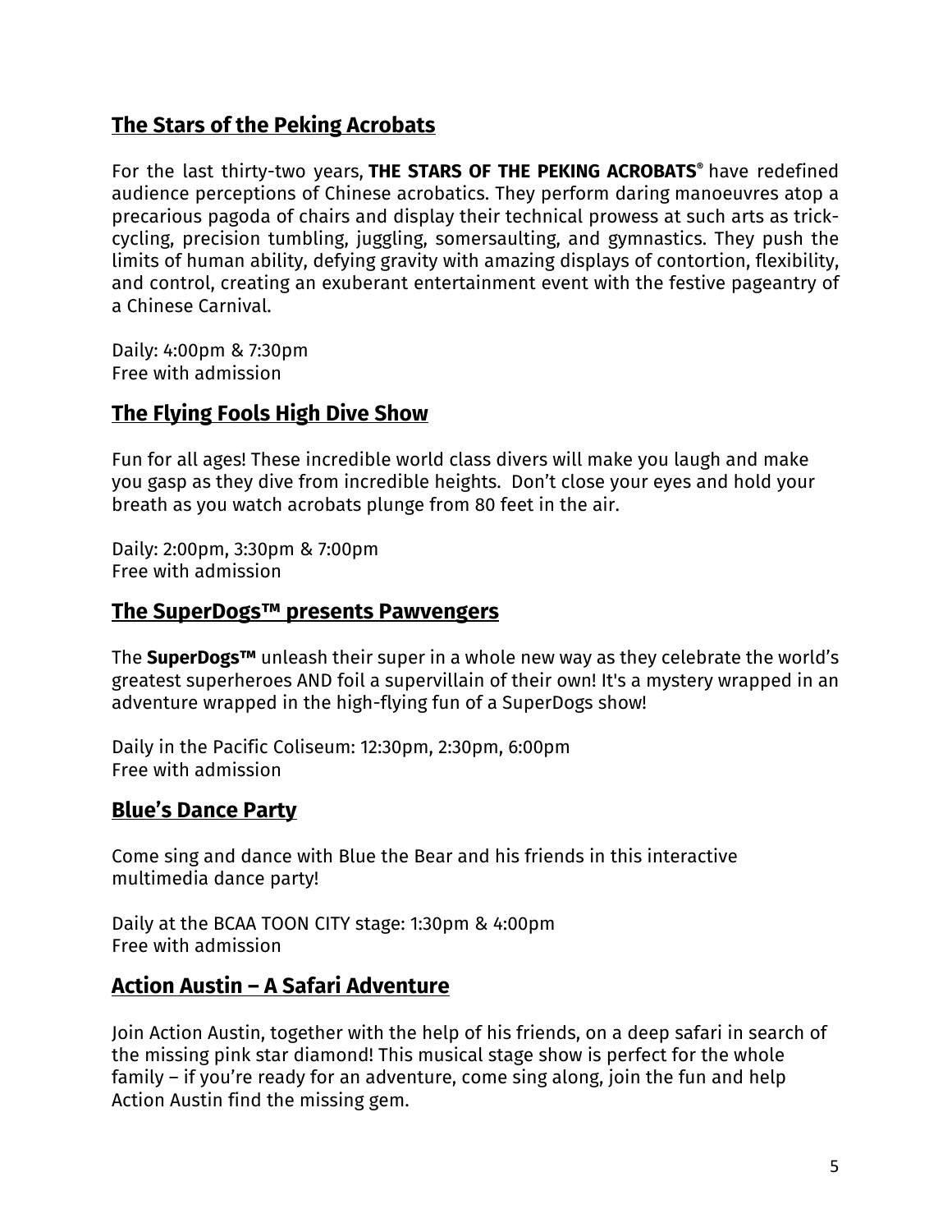## The Stars of the Peking Acrobats

For the last thirty-two years, **THE STARS OF THE PEKING ACROBATS**® have redefined audience perceptions of Chinese acrobatics. They perform daring manoeuvres atop a precarious pagoda of chairs and display their technical prowess at such arts as trick-cycling, precision tumbling, juggling, somersaulting, and gymnastics. They push the limits of human ability, defying gravity with amazing displays of contortion, flexibility, and control, creating an exuberant entertainment event with the festive pageantry of a Chinese Carnival.

Daily: 4:00pm & 7:30pm
Free with admission

## The Flying Fools High Dive Show

Fun for all ages! These incredible world class divers will make you laugh and make you gasp as they dive from incredible heights. Don't close your eyes and hold your breath as you watch acrobats plunge from 80 feet in the air.

Daily: 2:00pm, 3:30pm & 7:00pm
Free with admission

## The SuperDogs™ presents Pawvengers

The **SuperDogs™** unleash their super in a whole new way as they celebrate the world's greatest superheroes AND foil a supervillain of their own! It's a mystery wrapped in an adventure wrapped in the high-flying fun of a SuperDogs show!

Daily in the Pacific Coliseum: 12:30pm, 2:30pm, 6:00pm
Free with admission

## Blue's Dance Party

Come sing and dance with Blue the Bear and his friends in this interactive multimedia dance party!

Daily at the BCAA TOON CITY stage: 1:30pm & 4:00pm
Free with admission

## Action Austin – A Safari Adventure

Join Action Austin, together with the help of his friends, on a deep safari in search of the missing pink star diamond! This musical stage show is perfect for the whole family – if you're ready for an adventure, come sing along, join the fun and help Action Austin find the missing gem.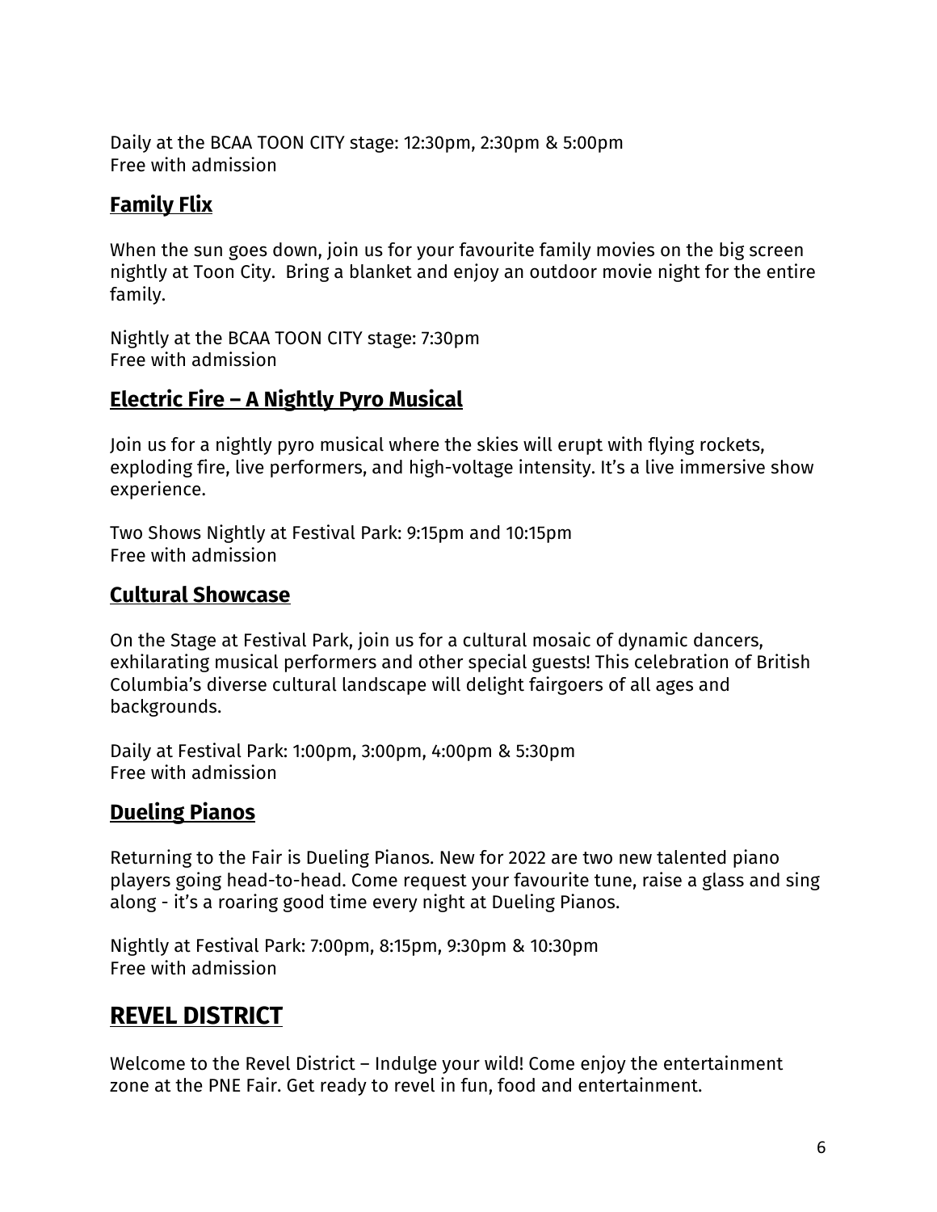Daily at the BCAA TOON CITY stage: 12:30pm, 2:30pm & 5:00pm
Free with admission

### Family Flix

When the sun goes down, join us for your favourite family movies on the big screen nightly at Toon City.  Bring a blanket and enjoy an outdoor movie night for the entire family.

Nightly at the BCAA TOON CITY stage: 7:30pm
Free with admission

### Electric Fire – A Nightly Pyro Musical

Join us for a nightly pyro musical where the skies will erupt with flying rockets, exploding fire, live performers, and high-voltage intensity. It's a live immersive show experience.

Two Shows Nightly at Festival Park: 9:15pm and 10:15pm
Free with admission

### Cultural Showcase

On the Stage at Festival Park, join us for a cultural mosaic of dynamic dancers, exhilarating musical performers and other special guests! This celebration of British Columbia's diverse cultural landscape will delight fairgoers of all ages and backgrounds.

Daily at Festival Park: 1:00pm, 3:00pm, 4:00pm & 5:30pm
Free with admission

### Dueling Pianos

Returning to the Fair is Dueling Pianos. New for 2022 are two new talented piano players going head-to-head. Come request your favourite tune, raise a glass and sing along - it's a roaring good time every night at Dueling Pianos.

Nightly at Festival Park: 7:00pm, 8:15pm, 9:30pm & 10:30pm
Free with admission

## REVEL DISTRICT

Welcome to the Revel District – Indulge your wild! Come enjoy the entertainment zone at the PNE Fair. Get ready to revel in fun, food and entertainment.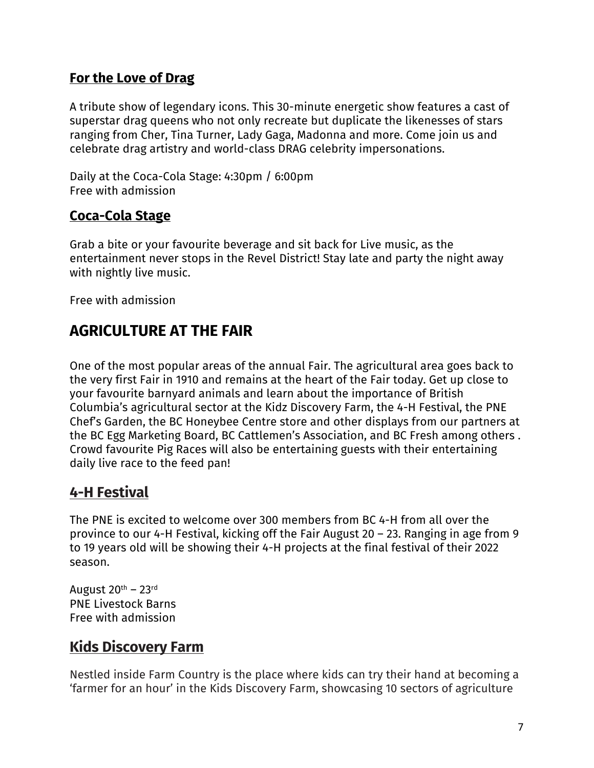### For the Love of Drag

A tribute show of legendary icons. This 30-minute energetic show features a cast of superstar drag queens who not only recreate but duplicate the likenesses of stars ranging from Cher, Tina Turner, Lady Gaga, Madonna and more. Come join us and celebrate drag artistry and world-class DRAG celebrity impersonations.

Daily at the Coca-Cola Stage: 4:30pm / 6:00pm
Free with admission

### Coca-Cola Stage

Grab a bite or your favourite beverage and sit back for Live music, as the entertainment never stops in the Revel District! Stay late and party the night away with nightly live music.

Free with admission

## AGRICULTURE AT THE FAIR

One of the most popular areas of the annual Fair. The agricultural area goes back to the very first Fair in 1910 and remains at the heart of the Fair today. Get up close to your favourite barnyard animals and learn about the importance of British Columbia's agricultural sector at the Kidz Discovery Farm, the 4-H Festival, the PNE Chef's Garden, the BC Honeybee Centre store and other displays from our partners at the BC Egg Marketing Board, BC Cattlemen's Association, and BC Fresh among others . Crowd favourite Pig Races will also be entertaining guests with their entertaining daily live race to the feed pan!

### 4-H Festival

The PNE is excited to welcome over 300 members from BC 4-H from all over the province to our 4-H Festival, kicking off the Fair August 20 – 23. Ranging in age from 9 to 19 years old will be showing their 4-H projects at the final festival of their 2022 season.

August 20th – 23rd
PNE Livestock Barns
Free with admission

### Kids Discovery Farm

Nestled inside Farm Country is the place where kids can try their hand at becoming a 'farmer for an hour' in the Kids Discovery Farm, showcasing 10 sectors of agriculture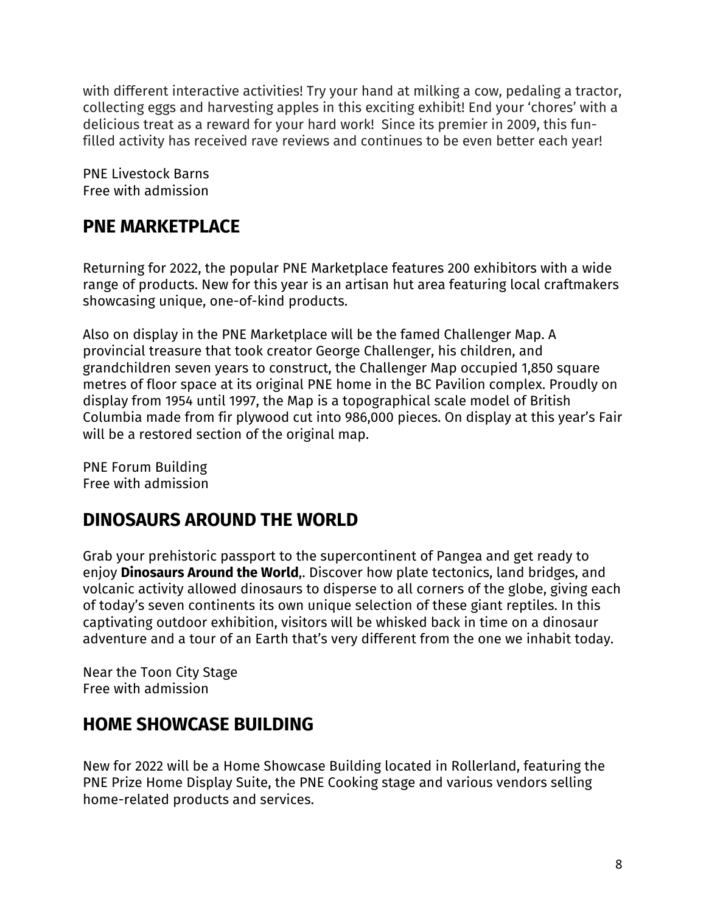with different interactive activities! Try your hand at milking a cow, pedaling a tractor, collecting eggs and harvesting apples in this exciting exhibit! End your 'chores' with a delicious treat as a reward for your hard work!  Since its premier in 2009, this fun-filled activity has received rave reviews and continues to be even better each year!

PNE Livestock Barns
Free with admission

## PNE MARKETPLACE

Returning for 2022, the popular PNE Marketplace features 200 exhibitors with a wide range of products. New for this year is an artisan hut area featuring local craftmakers showcasing unique, one-of-kind products.

Also on display in the PNE Marketplace will be the famed Challenger Map. A provincial treasure that took creator George Challenger, his children, and grandchildren seven years to construct, the Challenger Map occupied 1,850 square metres of floor space at its original PNE home in the BC Pavilion complex. Proudly on display from 1954 until 1997, the Map is a topographical scale model of British Columbia made from fir plywood cut into 986,000 pieces. On display at this year's Fair will be a restored section of the original map.

PNE Forum Building
Free with admission

## DINOSAURS AROUND THE WORLD

Grab your prehistoric passport to the supercontinent of Pangea and get ready to enjoy **Dinosaurs Around the World**,. Discover how plate tectonics, land bridges, and volcanic activity allowed dinosaurs to disperse to all corners of the globe, giving each of today's seven continents its own unique selection of these giant reptiles. In this captivating outdoor exhibition, visitors will be whisked back in time on a dinosaur adventure and a tour of an Earth that's very different from the one we inhabit today.

Near the Toon City Stage
Free with admission

## HOME SHOWCASE BUILDING

New for 2022 will be a Home Showcase Building located in Rollerland, featuring the PNE Prize Home Display Suite, the PNE Cooking stage and various vendors selling home-related products and services.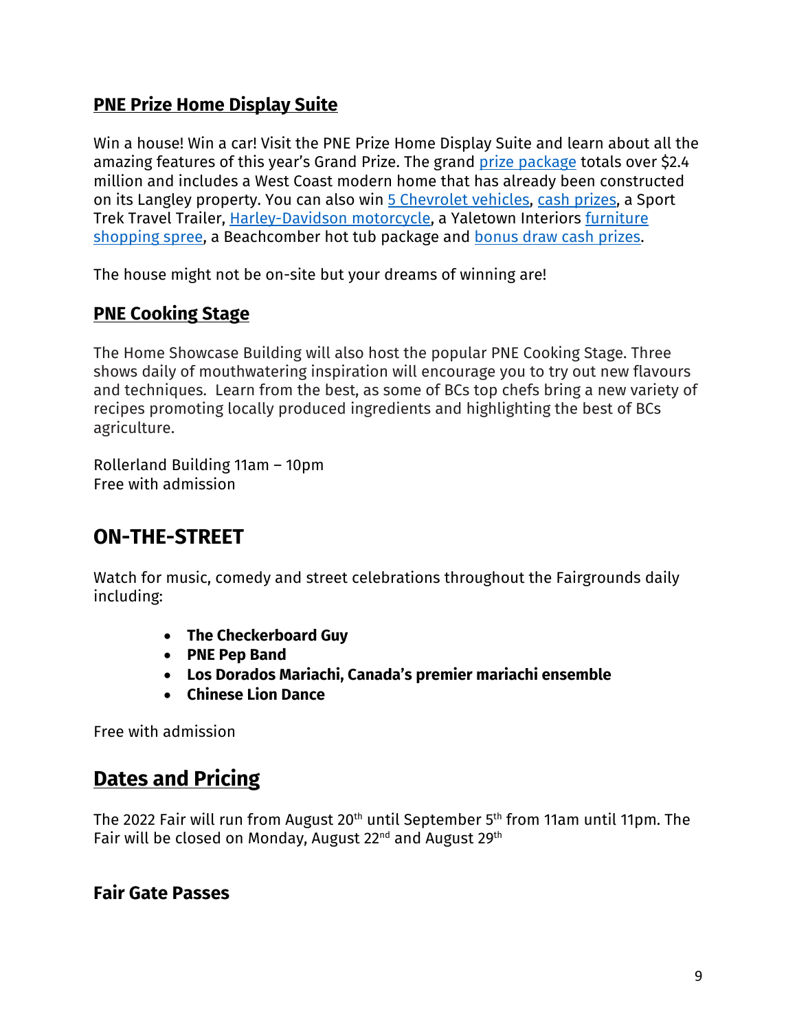### PNE Prize Home Display Suite

Win a house! Win a car! Visit the PNE Prize Home Display Suite and learn about all the amazing features of this year's Grand Prize. The grand prize package totals over $2.4 million and includes a West Coast modern home that has already been constructed on its Langley property. You can also win 5 Chevrolet vehicles, cash prizes, a Sport Trek Travel Trailer, Harley-Davidson motorcycle, a Yaletown Interiors furniture shopping spree, a Beachcomber hot tub package and bonus draw cash prizes.

The house might not be on-site but your dreams of winning are!

### PNE Cooking Stage

The Home Showcase Building will also host the popular PNE Cooking Stage. Three shows daily of mouthwatering inspiration will encourage you to try out new flavours and techniques. Learn from the best, as some of BCs top chefs bring a new variety of recipes promoting locally produced ingredients and highlighting the best of BCs agriculture.

Rollerland Building 11am – 10pm
Free with admission

## ON-THE-STREET

Watch for music, comedy and street celebrations throughout the Fairgrounds daily including:

- **The Checkerboard Guy**
- **PNE Pep Band**
- **Los Dorados Mariachi, Canada's premier mariachi ensemble**
- **Chinese Lion Dance**

Free with admission

## Dates and Pricing

The 2022 Fair will run from August 20th until September 5th from 11am until 11pm. The Fair will be closed on Monday, August 22nd and August 29th

### Fair Gate Passes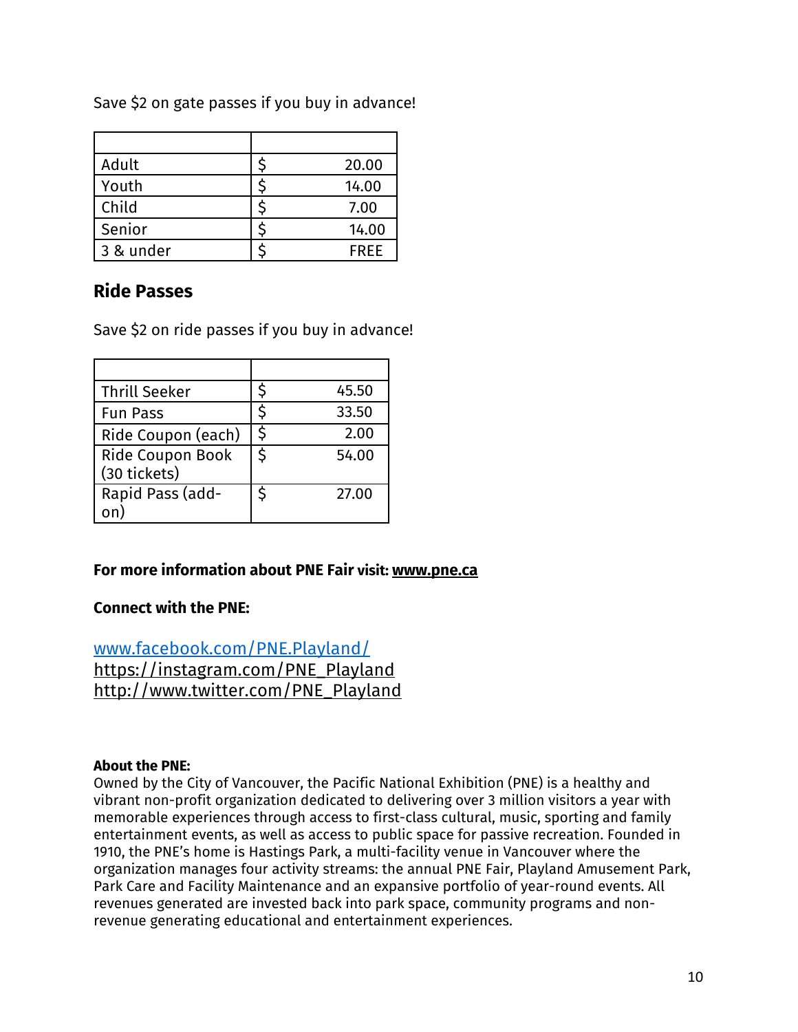Save $2 on gate passes if you buy in advance!

| | |
|---|---|
| Adult | $ 20.00 |
| Youth | $ 14.00 |
| Child | $ 7.00 |
| Senior | $ 14.00 |
| 3 & under | $ FREE |

## Ride Passes

Save $2 on ride passes if you buy in advance!

| | |
|---|---|
| Thrill Seeker | $ 45.50 |
| Fun Pass | $ 33.50 |
| Ride Coupon (each) | $ 2.00 |
| Ride Coupon Book (30 tickets) | $ 54.00 |
| Rapid Pass (add-on) | $ 27.00 |

**For more information about PNE Fair visit: www.pne.ca**

**Connect with the PNE:**

www.facebook.com/PNE.Playland/
https://instagram.com/PNE_Playland
http://www.twitter.com/PNE_Playland

**About the PNE:**
Owned by the City of Vancouver, the Pacific National Exhibition (PNE) is a healthy and vibrant non-profit organization dedicated to delivering over 3 million visitors a year with memorable experiences through access to first-class cultural, music, sporting and family entertainment events, as well as access to public space for passive recreation. Founded in 1910, the PNE's home is Hastings Park, a multi-facility venue in Vancouver where the organization manages four activity streams: the annual PNE Fair, Playland Amusement Park, Park Care and Facility Maintenance and an expansive portfolio of year-round events. All revenues generated are invested back into park space, community programs and non-revenue generating educational and entertainment experiences.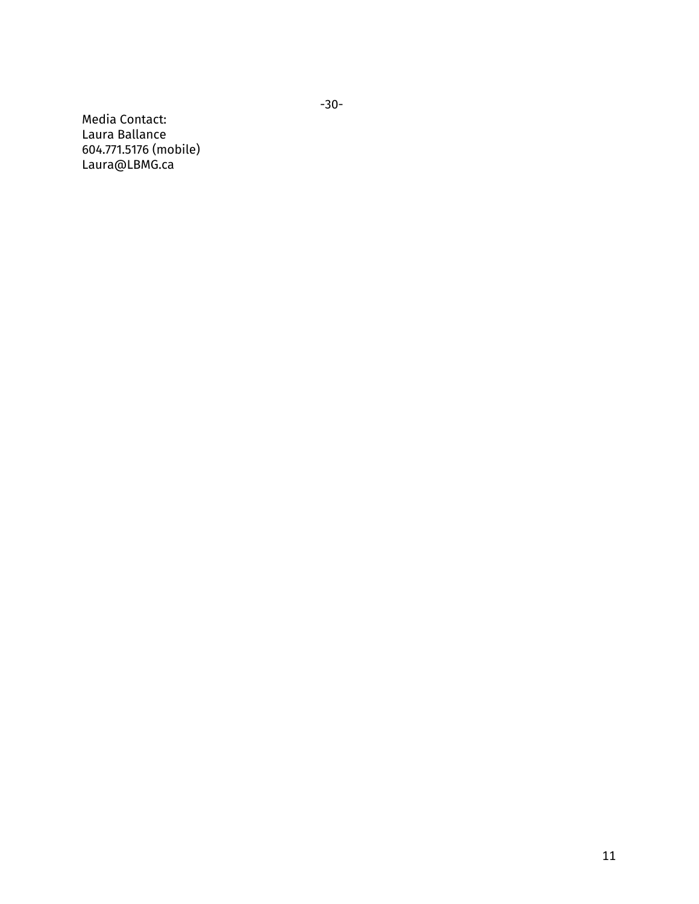-30-

Media Contact:
Laura Ballance
604.771.5176 (mobile)
Laura@LBMG.ca